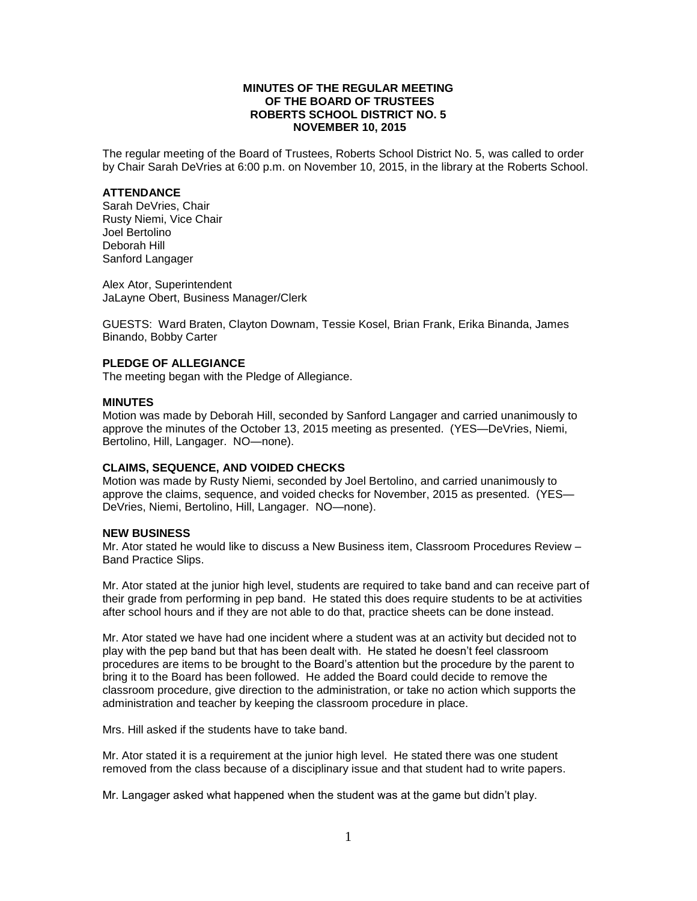# MINUTES OF THE REGULAR MEETING OF THE BOARD OF TRUSTEES ROBERTS SCHOOL DISTRICT NO. 5 NOVEMBER 10, 2015

The regular meeting of the Board of Trustees, Roberts School District No. 5, was called to order by Chair Sarah DeVries at 6:00 p.m. on November 10, 2015, in the library at the Roberts School.

**ATTENDANCE**

Sarah DeVries, Chair
Rusty Niemi, Vice Chair
Joel Bertolino
Deborah Hill
Sanford Langager

Alex Ator, Superintendent
JaLayne Obert, Business Manager/Clerk

GUESTS: Ward Braten, Clayton Downam, Tessie Kosel, Brian Frank, Erika Binanda, James Binando, Bobby Carter

**PLEDGE OF ALLEGIANCE**

The meeting began with the Pledge of Allegiance.

**MINUTES**

Motion was made by Deborah Hill, seconded by Sanford Langager and carried unanimously to approve the minutes of the October 13, 2015 meeting as presented. (YES—DeVries, Niemi, Bertolino, Hill, Langager. NO—none).

**CLAIMS, SEQUENCE, AND VOIDED CHECKS**

Motion was made by Rusty Niemi, seconded by Joel Bertolino, and carried unanimously to approve the claims, sequence, and voided checks for November, 2015 as presented. (YES—DeVries, Niemi, Bertolino, Hill, Langager. NO—none).

**NEW BUSINESS**

Mr. Ator stated he would like to discuss a New Business item, Classroom Procedures Review – Band Practice Slips.

Mr. Ator stated at the junior high level, students are required to take band and can receive part of their grade from performing in pep band. He stated this does require students to be at activities after school hours and if they are not able to do that, practice sheets can be done instead.

Mr. Ator stated we have had one incident where a student was at an activity but decided not to play with the pep band but that has been dealt with. He stated he doesn't feel classroom procedures are items to be brought to the Board's attention but the procedure by the parent to bring it to the Board has been followed. He added the Board could decide to remove the classroom procedure, give direction to the administration, or take no action which supports the administration and teacher by keeping the classroom procedure in place.

Mrs. Hill asked if the students have to take band.

Mr. Ator stated it is a requirement at the junior high level. He stated there was one student removed from the class because of a disciplinary issue and that student had to write papers.

Mr. Langager asked what happened when the student was at the game but didn't play.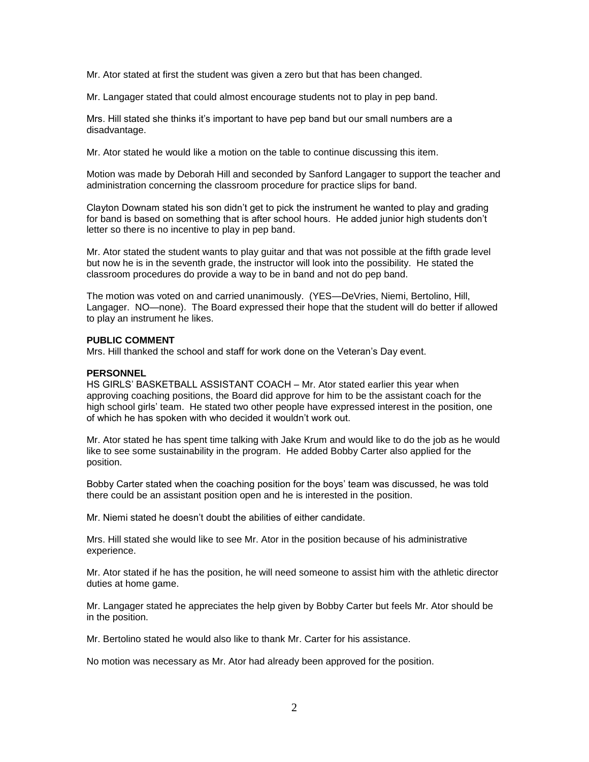Mr. Ator stated at first the student was given a zero but that has been changed.

Mr. Langager stated that could almost encourage students not to play in pep band.

Mrs. Hill stated she thinks it's important to have pep band but our small numbers are a disadvantage.

Mr. Ator stated he would like a motion on the table to continue discussing this item.

Motion was made by Deborah Hill and seconded by Sanford Langager to support the teacher and administration concerning the classroom procedure for practice slips for band.

Clayton Downam stated his son didn't get to pick the instrument he wanted to play and grading for band is based on something that is after school hours. He added junior high students don't letter so there is no incentive to play in pep band.

Mr. Ator stated the student wants to play guitar and that was not possible at the fifth grade level but now he is in the seventh grade, the instructor will look into the possibility. He stated the classroom procedures do provide a way to be in band and not do pep band.

The motion was voted on and carried unanimously. (YES—DeVries, Niemi, Bertolino, Hill, Langager. NO—none). The Board expressed their hope that the student will do better if allowed to play an instrument he likes.

**PUBLIC COMMENT**
Mrs. Hill thanked the school and staff for work done on the Veteran's Day event.

**PERSONNEL**
HS GIRLS' BASKETBALL ASSISTANT COACH – Mr. Ator stated earlier this year when approving coaching positions, the Board did approve for him to be the assistant coach for the high school girls' team. He stated two other people have expressed interest in the position, one of which he has spoken with who decided it wouldn't work out.

Mr. Ator stated he has spent time talking with Jake Krum and would like to do the job as he would like to see some sustainability in the program. He added Bobby Carter also applied for the position.

Bobby Carter stated when the coaching position for the boys' team was discussed, he was told there could be an assistant position open and he is interested in the position.

Mr. Niemi stated he doesn't doubt the abilities of either candidate.

Mrs. Hill stated she would like to see Mr. Ator in the position because of his administrative experience.

Mr. Ator stated if he has the position, he will need someone to assist him with the athletic director duties at home game.

Mr. Langager stated he appreciates the help given by Bobby Carter but feels Mr. Ator should be in the position.

Mr. Bertolino stated he would also like to thank Mr. Carter for his assistance.

No motion was necessary as Mr. Ator had already been approved for the position.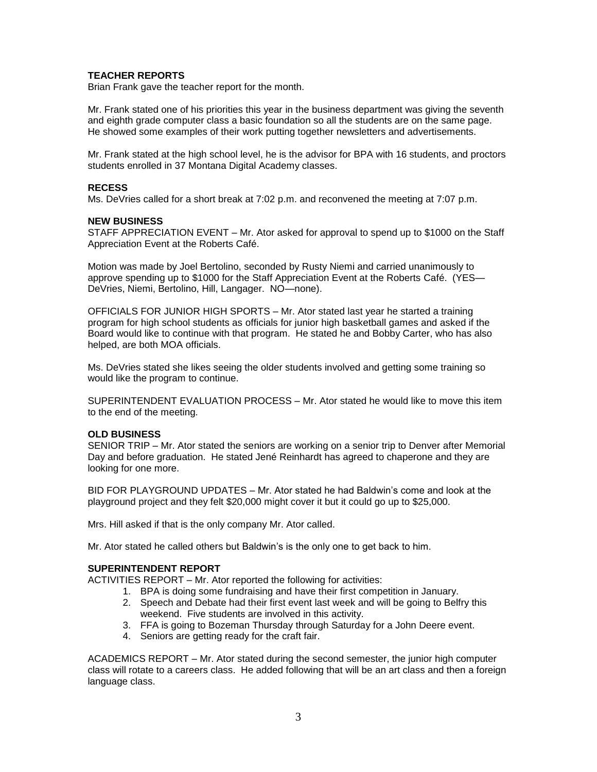## TEACHER REPORTS

Brian Frank gave the teacher report for the month.

Mr. Frank stated one of his priorities this year in the business department was giving the seventh and eighth grade computer class a basic foundation so all the students are on the same page. He showed some examples of their work putting together newsletters and advertisements.

Mr. Frank stated at the high school level, he is the advisor for BPA with 16 students, and proctors students enrolled in 37 Montana Digital Academy classes.

## RECESS

Ms. DeVries called for a short break at 7:02 p.m. and reconvened the meeting at 7:07 p.m.

## NEW BUSINESS

STAFF APPRECIATION EVENT – Mr. Ator asked for approval to spend up to $1000 on the Staff Appreciation Event at the Roberts Café.

Motion was made by Joel Bertolino, seconded by Rusty Niemi and carried unanimously to approve spending up to $1000 for the Staff Appreciation Event at the Roberts Café. (YES—DeVries, Niemi, Bertolino, Hill, Langager. NO—none).

OFFICIALS FOR JUNIOR HIGH SPORTS – Mr. Ator stated last year he started a training program for high school students as officials for junior high basketball games and asked if the Board would like to continue with that program. He stated he and Bobby Carter, who has also helped, are both MOA officials.

Ms. DeVries stated she likes seeing the older students involved and getting some training so would like the program to continue.

SUPERINTENDENT EVALUATION PROCESS – Mr. Ator stated he would like to move this item to the end of the meeting.

## OLD BUSINESS

SENIOR TRIP – Mr. Ator stated the seniors are working on a senior trip to Denver after Memorial Day and before graduation. He stated Jené Reinhardt has agreed to chaperone and they are looking for one more.

BID FOR PLAYGROUND UPDATES – Mr. Ator stated he had Baldwin's come and look at the playground project and they felt $20,000 might cover it but it could go up to $25,000.

Mrs. Hill asked if that is the only company Mr. Ator called.

Mr. Ator stated he called others but Baldwin's is the only one to get back to him.

## SUPERINTENDENT REPORT

ACTIVITIES REPORT – Mr. Ator reported the following for activities:

1. BPA is doing some fundraising and have their first competition in January.
2. Speech and Debate had their first event last week and will be going to Belfry this weekend. Five students are involved in this activity.
3. FFA is going to Bozeman Thursday through Saturday for a John Deere event.
4. Seniors are getting ready for the craft fair.

ACADEMICS REPORT – Mr. Ator stated during the second semester, the junior high computer class will rotate to a careers class. He added following that will be an art class and then a foreign language class.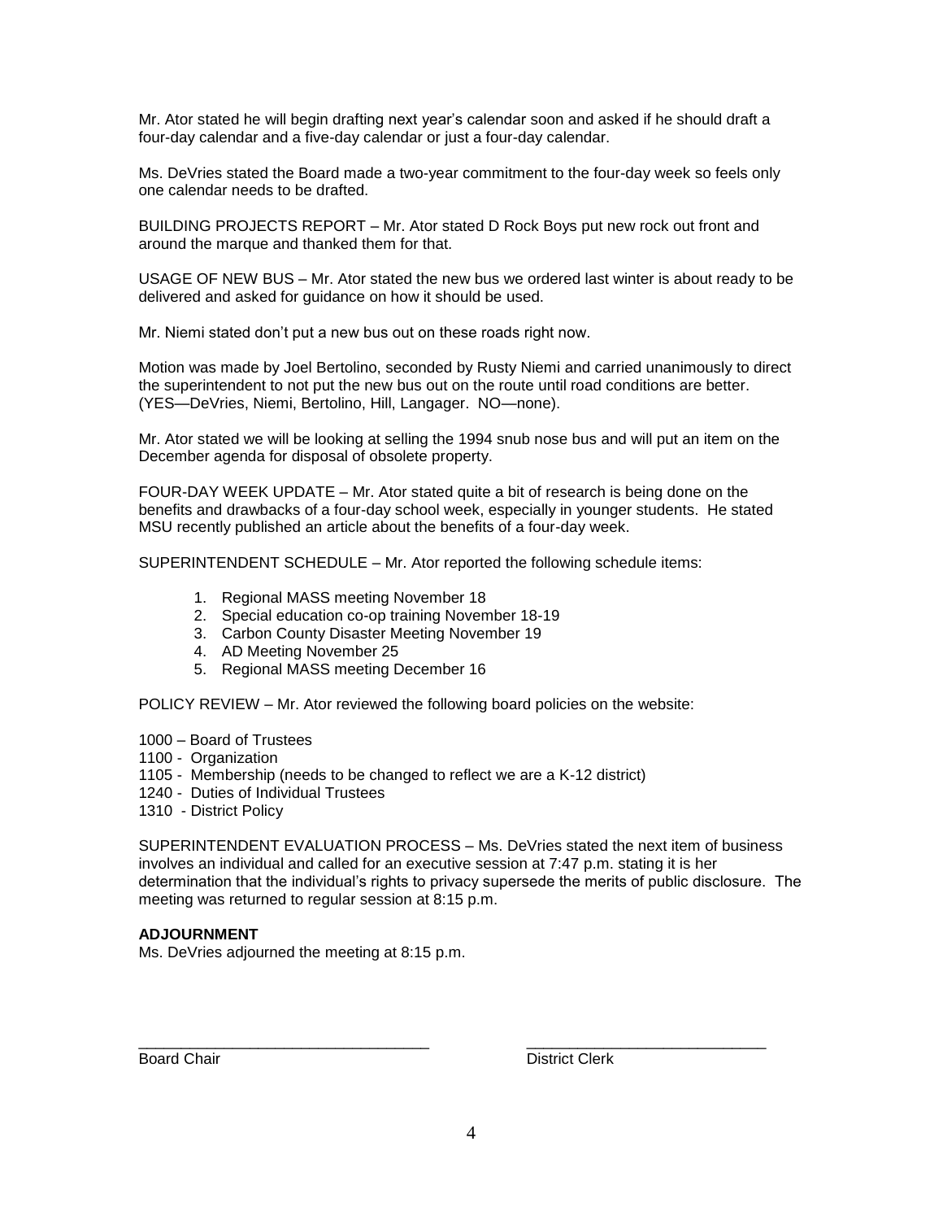Mr. Ator stated he will begin drafting next year's calendar soon and asked if he should draft a four-day calendar and a five-day calendar or just a four-day calendar.

Ms. DeVries stated the Board made a two-year commitment to the four-day week so feels only one calendar needs to be drafted.

BUILDING PROJECTS REPORT – Mr. Ator stated D Rock Boys put new rock out front and around the marque and thanked them for that.

USAGE OF NEW BUS – Mr. Ator stated the new bus we ordered last winter is about ready to be delivered and asked for guidance on how it should be used.

Mr. Niemi stated don't put a new bus out on these roads right now.

Motion was made by Joel Bertolino, seconded by Rusty Niemi and carried unanimously to direct the superintendent to not put the new bus out on the route until road conditions are better. (YES—DeVries, Niemi, Bertolino, Hill, Langager. NO—none).

Mr. Ator stated we will be looking at selling the 1994 snub nose bus and will put an item on the December agenda for disposal of obsolete property.

FOUR-DAY WEEK UPDATE – Mr. Ator stated quite a bit of research is being done on the benefits and drawbacks of a four-day school week, especially in younger students. He stated MSU recently published an article about the benefits of a four-day week.

SUPERINTENDENT SCHEDULE – Mr. Ator reported the following schedule items:

1. Regional MASS meeting November 18
2. Special education co-op training November 18-19
3. Carbon County Disaster Meeting November 19
4. AD Meeting November 25
5. Regional MASS meeting December 16

POLICY REVIEW – Mr. Ator reviewed the following board policies on the website:

1000 – Board of Trustees
1100 - Organization
1105 - Membership (needs to be changed to reflect we are a K-12 district)
1240 - Duties of Individual Trustees
1310 - District Policy

SUPERINTENDENT EVALUATION PROCESS – Ms. DeVries stated the next item of business involves an individual and called for an executive session at 7:47 p.m. stating it is her determination that the individual's rights to privacy supersede the merits of public disclosure. The meeting was returned to regular session at 8:15 p.m.

**ADJOURNMENT**
Ms. DeVries adjourned the meeting at 8:15 p.m.

\_\_\_\_\_\_\_\_\_\_\_\_\_\_\_\_\_\_\_\_\_\_\_\_\_\_\_\_\_\_\_\_\_\_ \_\_\_\_\_\_\_\_\_\_\_\_\_\_\_\_\_\_\_\_\_\_\_\_\_\_\_\_\_\_\_\_\_\_
Board Chair District Clerk